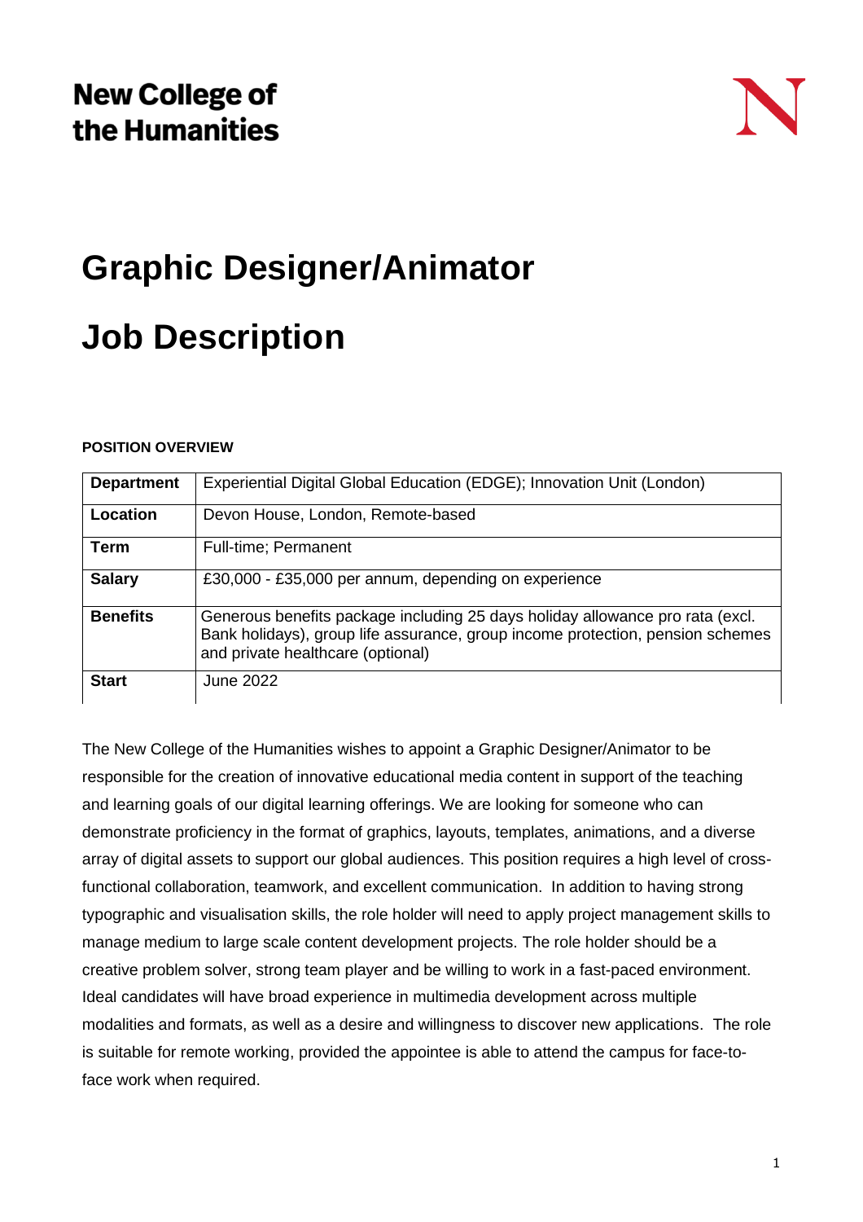New College of the Humanities

# Graphic Designer/Animator

# Job Description

**POSITION OVERVIEW**

| **Department** | Experiential Digital Global Education (EDGE); Innovation Unit (London) |
|---|---|
| **Location** | Devon House, London, Remote-based |
| **Term** | Full-time; Permanent |
| **Salary** | £30,000 - £35,000 per annum, depending on experience |
| **Benefits** | Generous benefits package including 25 days holiday allowance pro rata (excl. Bank holidays), group life assurance, group income protection, pension schemes and private healthcare (optional) |
| **Start** | June 2022 |

The New College of the Humanities wishes to appoint a Graphic Designer/Animator to be responsible for the creation of innovative educational media content in support of the teaching and learning goals of our digital learning offerings. We are looking for someone who can demonstrate proficiency in the format of graphics, layouts, templates, animations, and a diverse array of digital assets to support our global audiences. This position requires a high level of cross-functional collaboration, teamwork, and excellent communication. In addition to having strong typographic and visualisation skills, the role holder will need to apply project management skills to manage medium to large scale content development projects. The role holder should be a creative problem solver, strong team player and be willing to work in a fast-paced environment. Ideal candidates will have broad experience in multimedia development across multiple modalities and formats, as well as a desire and willingness to discover new applications. The role is suitable for remote working, provided the appointee is able to attend the campus for face-to-face work when required.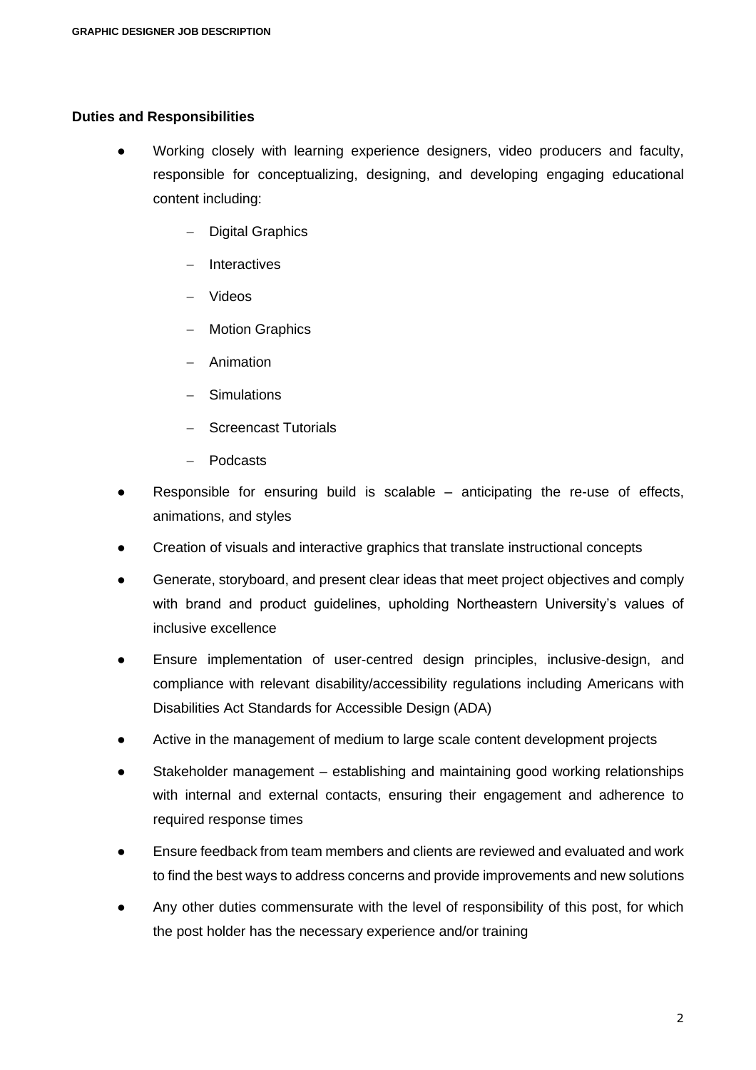**Duties and Responsibilities**

- Working closely with learning experience designers, video producers and faculty, responsible for conceptualizing, designing, and developing engaging educational content including:
  - Digital Graphics
  - Interactives
  - Videos
  - Motion Graphics
  - Animation
  - Simulations
  - Screencast Tutorials
  - Podcasts
- Responsible for ensuring build is scalable – anticipating the re-use of effects, animations, and styles
- Creation of visuals and interactive graphics that translate instructional concepts
- Generate, storyboard, and present clear ideas that meet project objectives and comply with brand and product guidelines, upholding Northeastern University's values of inclusive excellence
- Ensure implementation of user-centred design principles, inclusive-design, and compliance with relevant disability/accessibility regulations including Americans with Disabilities Act Standards for Accessible Design (ADA)
- Active in the management of medium to large scale content development projects
- Stakeholder management – establishing and maintaining good working relationships with internal and external contacts, ensuring their engagement and adherence to required response times
- Ensure feedback from team members and clients are reviewed and evaluated and work to find the best ways to address concerns and provide improvements and new solutions
- Any other duties commensurate with the level of responsibility of this post, for which the post holder has the necessary experience and/or training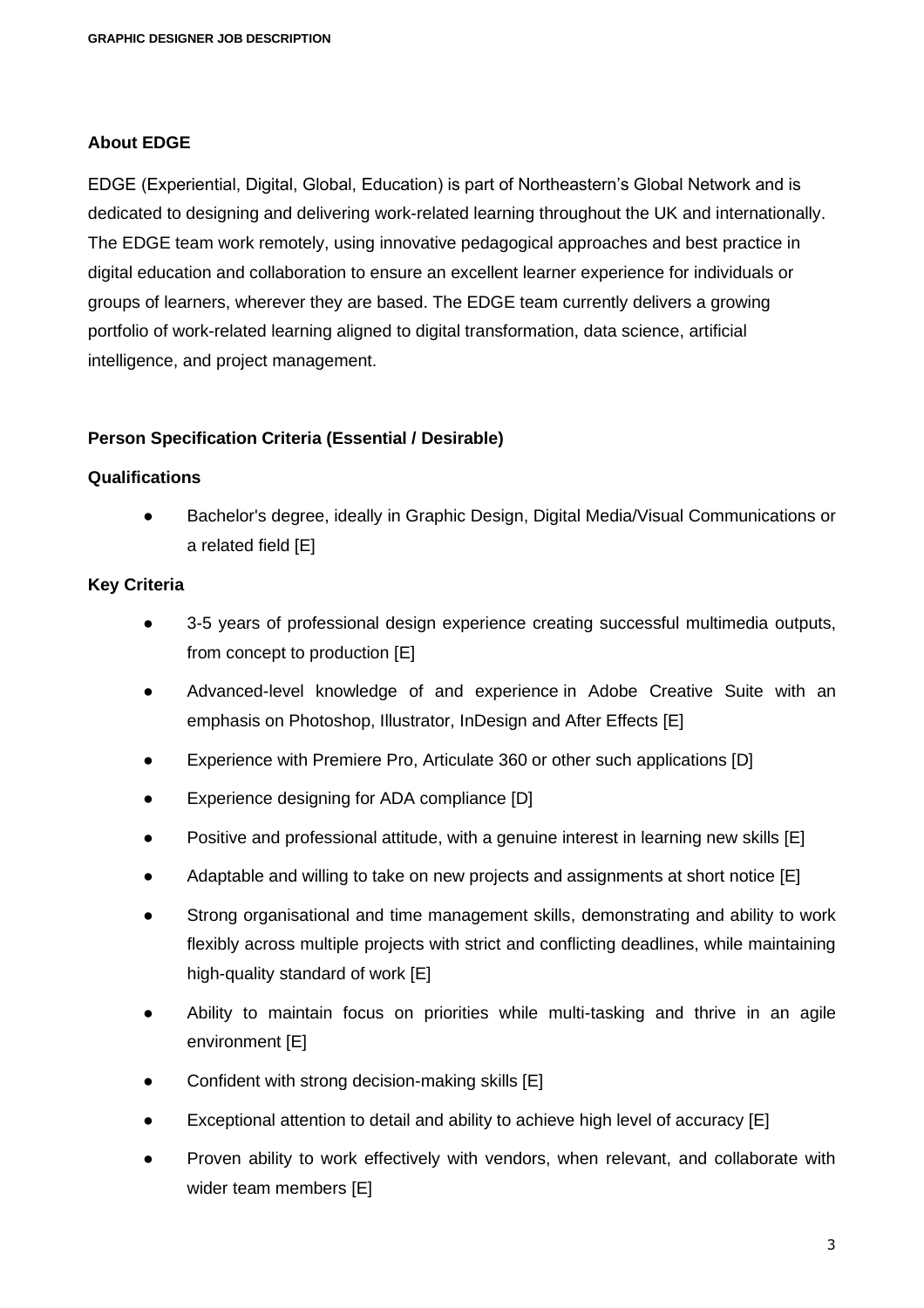## About EDGE

EDGE (Experiential, Digital, Global, Education) is part of Northeastern's Global Network and is dedicated to designing and delivering work-related learning throughout the UK and internationally. The EDGE team work remotely, using innovative pedagogical approaches and best practice in digital education and collaboration to ensure an excellent learner experience for individuals or groups of learners, wherever they are based. The EDGE team currently delivers a growing portfolio of work-related learning aligned to digital transformation, data science, artificial intelligence, and project management.

## Person Specification Criteria (Essential / Desirable)

### Qualifications

- Bachelor's degree, ideally in Graphic Design, Digital Media/Visual Communications or a related field [E]

### Key Criteria

- 3-5 years of professional design experience creating successful multimedia outputs, from concept to production [E]
- Advanced-level knowledge of and experience in Adobe Creative Suite with an emphasis on Photoshop, Illustrator, InDesign and After Effects [E]
- Experience with Premiere Pro, Articulate 360 or other such applications [D]
- Experience designing for ADA compliance [D]
- Positive and professional attitude, with a genuine interest in learning new skills [E]
- Adaptable and willing to take on new projects and assignments at short notice [E]
- Strong organisational and time management skills, demonstrating and ability to work flexibly across multiple projects with strict and conflicting deadlines, while maintaining high-quality standard of work [E]
- Ability to maintain focus on priorities while multi-tasking and thrive in an agile environment [E]
- Confident with strong decision-making skills [E]
- Exceptional attention to detail and ability to achieve high level of accuracy [E]
- Proven ability to work effectively with vendors, when relevant, and collaborate with wider team members [E]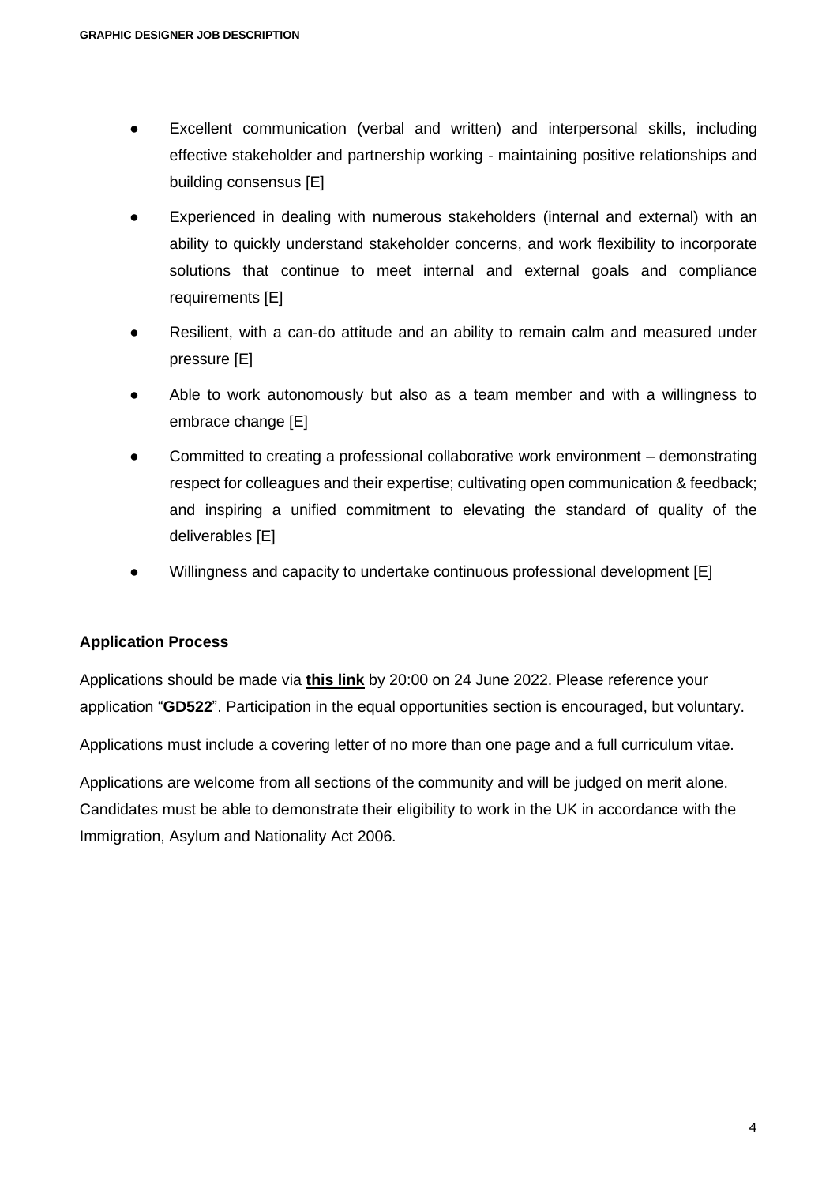- Excellent communication (verbal and written) and interpersonal skills, including effective stakeholder and partnership working - maintaining positive relationships and building consensus [E]
- Experienced in dealing with numerous stakeholders (internal and external) with an ability to quickly understand stakeholder concerns, and work flexibility to incorporate solutions that continue to meet internal and external goals and compliance requirements [E]
- Resilient, with a can-do attitude and an ability to remain calm and measured under pressure [E]
- Able to work autonomously but also as a team member and with a willingness to embrace change [E]
- Committed to creating a professional collaborative work environment – demonstrating respect for colleagues and their expertise; cultivating open communication & feedback; and inspiring a unified commitment to elevating the standard of quality of the deliverables [E]
- Willingness and capacity to undertake continuous professional development [E]

**Application Process**

Applications should be made via **this link** by 20:00 on 24 June 2022. Please reference your application "**GD522**". Participation in the equal opportunities section is encouraged, but voluntary.

Applications must include a covering letter of no more than one page and a full curriculum vitae.

Applications are welcome from all sections of the community and will be judged on merit alone. Candidates must be able to demonstrate their eligibility to work in the UK in accordance with the Immigration, Asylum and Nationality Act 2006.